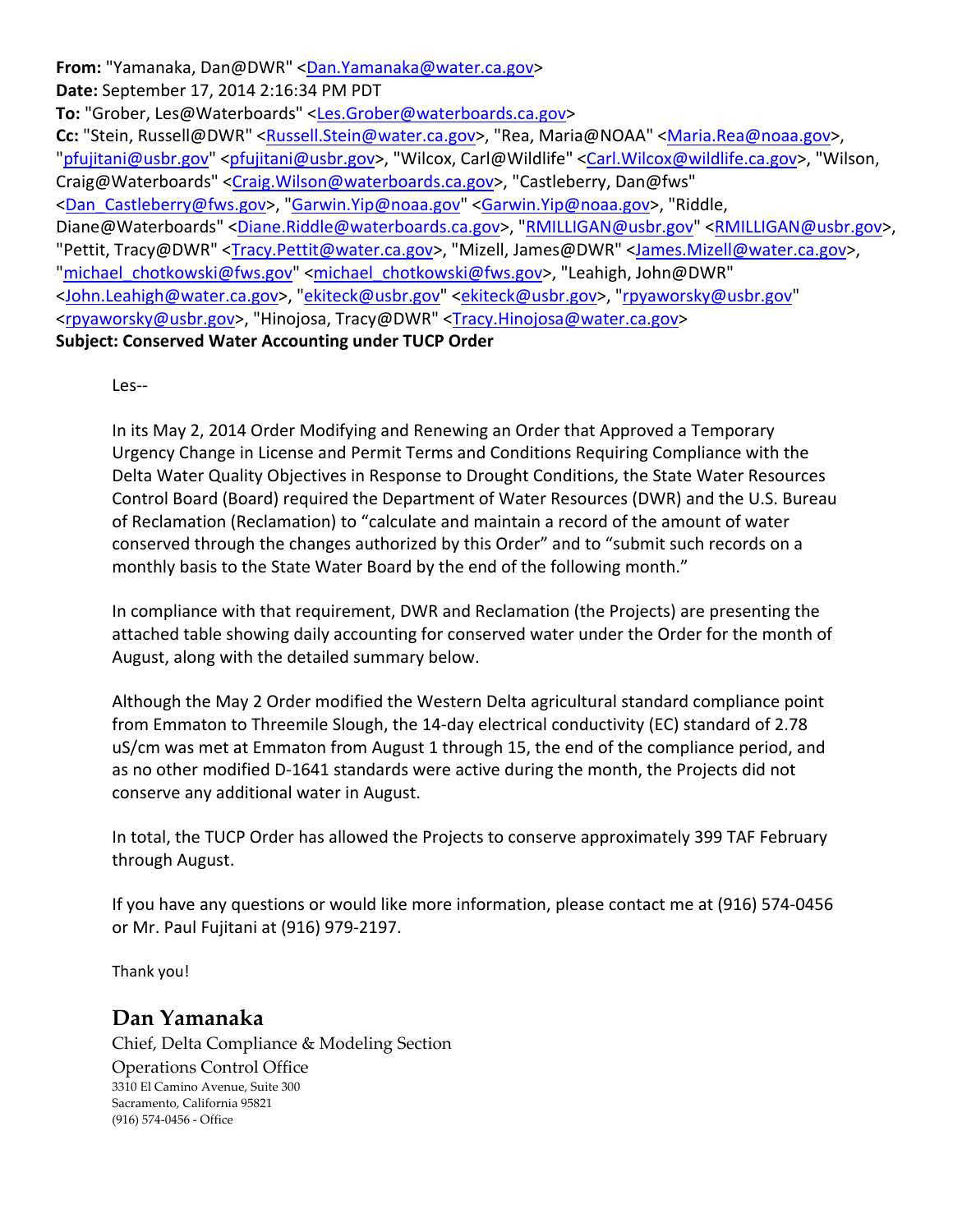**From:** "Yamanaka, Dan@DWR" <Dan.Yamanaka@water.ca.gov>
**Date:** September 17, 2014 2:16:34 PM PDT
**To:** "Grober, Les@Waterboards" <Les.Grober@waterboards.ca.gov>
**Cc:** "Stein, Russell@DWR" <Russell.Stein@water.ca.gov>, "Rea, Maria@NOAA" <Maria.Rea@noaa.gov>, "pfujitani@usbr.gov" <pfujitani@usbr.gov>, "Wilcox, Carl@Wildlife" <Carl.Wilcox@wildlife.ca.gov>, "Wilson, Craig@Waterboards" <Craig.Wilson@waterboards.ca.gov>, "Castleberry, Dan@fws" <Dan_Castleberry@fws.gov>, "Garwin.Yip@noaa.gov" <Garwin.Yip@noaa.gov>, "Riddle, Diane@Waterboards" <Diane.Riddle@waterboards.ca.gov>, "RMILLIGAN@usbr.gov" <RMILLIGAN@usbr.gov>, "Pettit, Tracy@DWR" <Tracy.Pettit@water.ca.gov>, "Mizell, James@DWR" <James.Mizell@water.ca.gov>, "michael_chotkowski@fws.gov" <michael_chotkowski@fws.gov>, "Leahigh, John@DWR" <John.Leahigh@water.ca.gov>, "ekiteck@usbr.gov" <ekiteck@usbr.gov>, "rpyaworsky@usbr.gov" <rpyaworsky@usbr.gov>, "Hinojosa, Tracy@DWR" <Tracy.Hinojosa@water.ca.gov>
**Subject: Conserved Water Accounting under TUCP Order**

Les--

In its May 2, 2014 Order Modifying and Renewing an Order that Approved a Temporary Urgency Change in License and Permit Terms and Conditions Requiring Compliance with the Delta Water Quality Objectives in Response to Drought Conditions, the State Water Resources Control Board (Board) required the Department of Water Resources (DWR) and the U.S. Bureau of Reclamation (Reclamation) to "calculate and maintain a record of the amount of water conserved through the changes authorized by this Order" and to "submit such records on a monthly basis to the State Water Board by the end of the following month."

In compliance with that requirement, DWR and Reclamation (the Projects) are presenting the attached table showing daily accounting for conserved water under the Order for the month of August, along with the detailed summary below.

Although the May 2 Order modified the Western Delta agricultural standard compliance point from Emmaton to Threemile Slough, the 14-day electrical conductivity (EC) standard of 2.78 uS/cm was met at Emmaton from August 1 through 15, the end of the compliance period, and as no other modified D-1641 standards were active during the month, the Projects did not conserve any additional water in August.

In total, the TUCP Order has allowed the Projects to conserve approximately 399 TAF February through August.

If you have any questions or would like more information, please contact me at (916) 574-0456 or Mr. Paul Fujitani at (916) 979-2197.

Thank you!

**Dan Yamanaka**
Chief, Delta Compliance & Modeling Section
Operations Control Office
3310 El Camino Avenue, Suite 300
Sacramento, California 95821
(916) 574-0456 - Office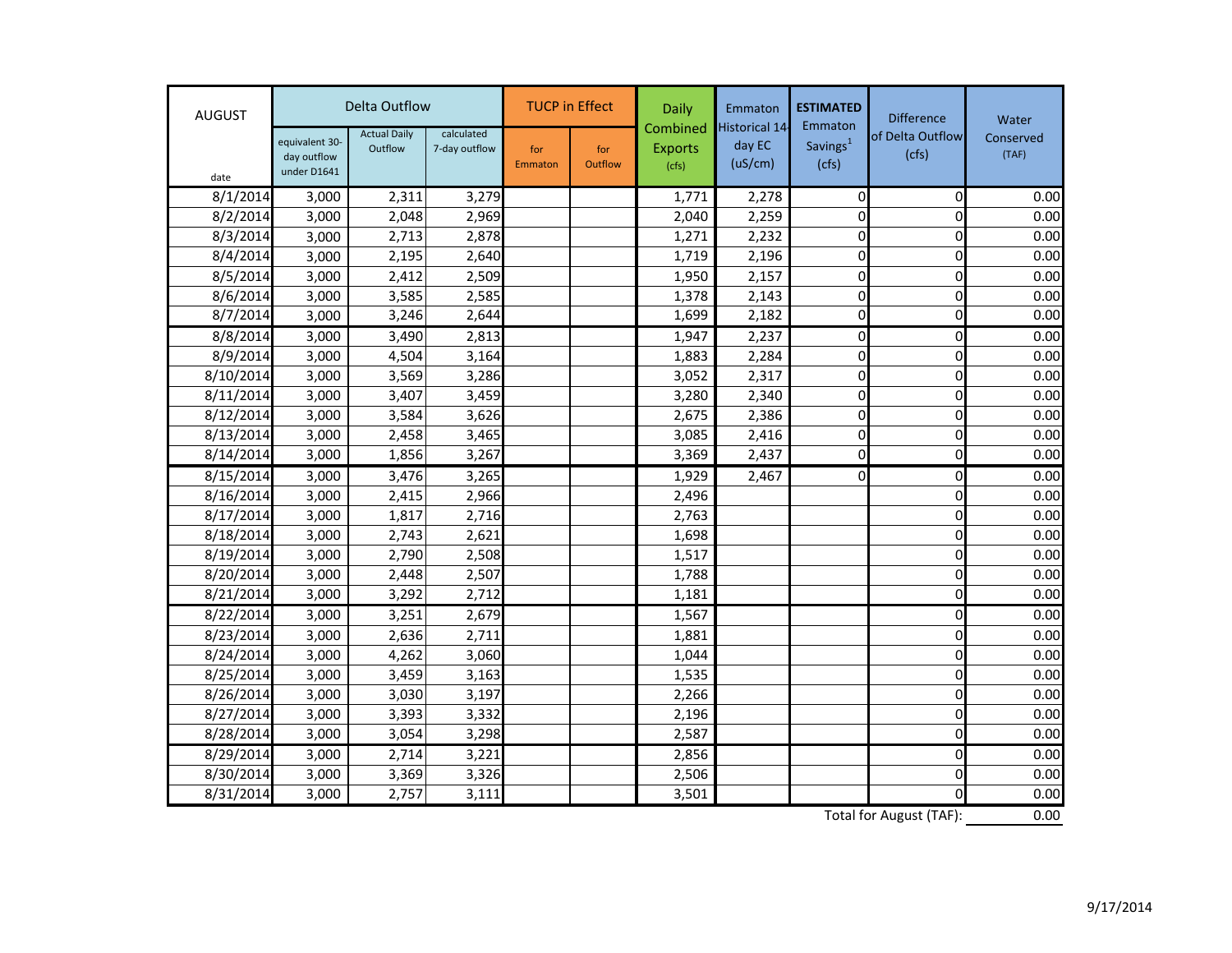| AUGUST | Delta Outflow | | | TUCP in Effect | | Daily Combined Exports (cfs) | Emmaton Historical 14-day EC (uS/cm) | ESTIMATED Emmaton Savings[1] (cfs) | Difference of Delta Outflow (cfs) | Water Conserved (TAF) |
|---|---|---|---|---|---|---|---|---|---|---|
| date | equivalent 30-day outflow under D1641 | Actual Daily Outflow | calculated 7-day outflow | for Emmaton | for Outflow | | | | | |
| 8/1/2014 | 3,000 | 2,311 | 3,279 | | | 1,771 | 2,278 | 0 | 0 | 0.00 |
| 8/2/2014 | 3,000 | 2,048 | 2,969 | | | 2,040 | 2,259 | 0 | 0 | 0.00 |
| 8/3/2014 | 3,000 | 2,713 | 2,878 | | | 1,271 | 2,232 | 0 | 0 | 0.00 |
| 8/4/2014 | 3,000 | 2,195 | 2,640 | | | 1,719 | 2,196 | 0 | 0 | 0.00 |
| 8/5/2014 | 3,000 | 2,412 | 2,509 | | | 1,950 | 2,157 | 0 | 0 | 0.00 |
| 8/6/2014 | 3,000 | 3,585 | 2,585 | | | 1,378 | 2,143 | 0 | 0 | 0.00 |
| 8/7/2014 | 3,000 | 3,246 | 2,644 | | | 1,699 | 2,182 | 0 | 0 | 0.00 |
| 8/8/2014 | 3,000 | 3,490 | 2,813 | | | 1,947 | 2,237 | 0 | 0 | 0.00 |
| 8/9/2014 | 3,000 | 4,504 | 3,164 | | | 1,883 | 2,284 | 0 | 0 | 0.00 |
| 8/10/2014 | 3,000 | 3,569 | 3,286 | | | 3,052 | 2,317 | 0 | 0 | 0.00 |
| 8/11/2014 | 3,000 | 3,407 | 3,459 | | | 3,280 | 2,340 | 0 | 0 | 0.00 |
| 8/12/2014 | 3,000 | 3,584 | 3,626 | | | 2,675 | 2,386 | 0 | 0 | 0.00 |
| 8/13/2014 | 3,000 | 2,458 | 3,465 | | | 3,085 | 2,416 | 0 | 0 | 0.00 |
| 8/14/2014 | 3,000 | 1,856 | 3,267 | | | 3,369 | 2,437 | 0 | 0 | 0.00 |
| 8/15/2014 | 3,000 | 3,476 | 3,265 | | | 1,929 | 2,467 | 0 | 0 | 0.00 |
| 8/16/2014 | 3,000 | 2,415 | 2,966 | | | 2,496 | | | 0 | 0.00 |
| 8/17/2014 | 3,000 | 1,817 | 2,716 | | | 2,763 | | | 0 | 0.00 |
| 8/18/2014 | 3,000 | 2,743 | 2,621 | | | 1,698 | | | 0 | 0.00 |
| 8/19/2014 | 3,000 | 2,790 | 2,508 | | | 1,517 | | | 0 | 0.00 |
| 8/20/2014 | 3,000 | 2,448 | 2,507 | | | 1,788 | | | 0 | 0.00 |
| 8/21/2014 | 3,000 | 3,292 | 2,712 | | | 1,181 | | | 0 | 0.00 |
| 8/22/2014 | 3,000 | 3,251 | 2,679 | | | 1,567 | | | 0 | 0.00 |
| 8/23/2014 | 3,000 | 2,636 | 2,711 | | | 1,881 | | | 0 | 0.00 |
| 8/24/2014 | 3,000 | 4,262 | 3,060 | | | 1,044 | | | 0 | 0.00 |
| 8/25/2014 | 3,000 | 3,459 | 3,163 | | | 1,535 | | | 0 | 0.00 |
| 8/26/2014 | 3,000 | 3,030 | 3,197 | | | 2,266 | | | 0 | 0.00 |
| 8/27/2014 | 3,000 | 3,393 | 3,332 | | | 2,196 | | | 0 | 0.00 |
| 8/28/2014 | 3,000 | 3,054 | 3,298 | | | 2,587 | | | 0 | 0.00 |
| 8/29/2014 | 3,000 | 2,714 | 3,221 | | | 2,856 | | | 0 | 0.00 |
| 8/30/2014 | 3,000 | 3,369 | 3,326 | | | 2,506 | | | 0 | 0.00 |
| 8/31/2014 | 3,000 | 2,757 | 3,111 | | | 3,501 | | | 0 | 0.00 |
| | | | | | | | | | Total for August (TAF): | 0.00 |

9/17/2014